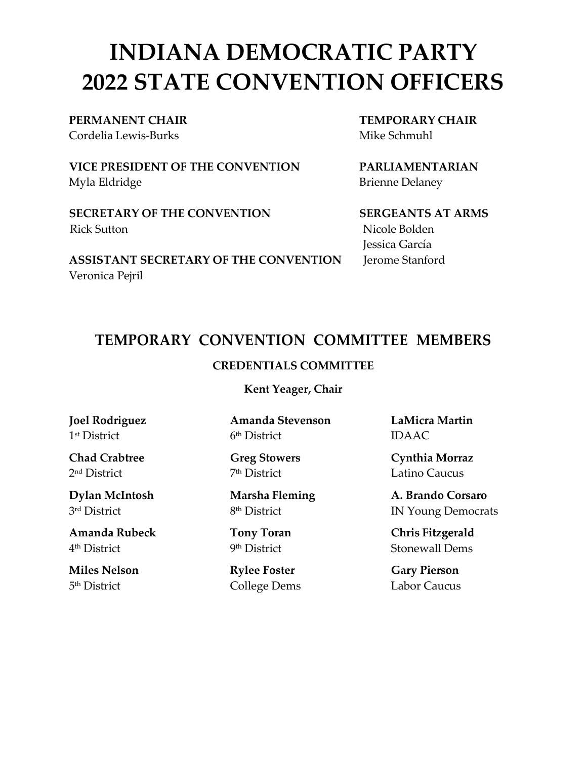# INDIANA DEMOCRATIC PARTY 2022 STATE CONVENTION OFFICERS

**PERMANENT CHAIR**
Cordelia Lewis-Burks

**VICE PRESIDENT OF THE CONVENTION**
Myla Eldridge

**SECRETARY OF THE CONVENTION**
Rick Sutton

**ASSISTANT SECRETARY OF THE CONVENTION**
Veronica Pejril

**TEMPORARY CHAIR**
Mike Schmuhl

**PARLIAMENTARIAN**
Brienne Delaney

**SERGEANTS AT ARMS**
Nicole Bolden
Jessica García
Jerome Stanford

## TEMPORARY CONVENTION COMMITTEE MEMBERS

### CREDENTIALS COMMITTEE

**Kent Yeager, Chair**

**Joel Rodriguez**
1st District

**Chad Crabtree**
2nd District

**Dylan McIntosh**
3rd District

**Amanda Rubeck**
4th District

**Miles Nelson**
5th District

**Amanda Stevenson**
6th District

**Greg Stowers**
7th District

**Marsha Fleming**
8th District

**Tony Toran**
9th District

**Rylee Foster**
College Dems

**LaMicra Martin**
IDAAC

**Cynthia Morraz**
Latino Caucus

**A. Brando Corsaro**
IN Young Democrats

**Chris Fitzgerald**
Stonewall Dems

**Gary Pierson**
Labor Caucus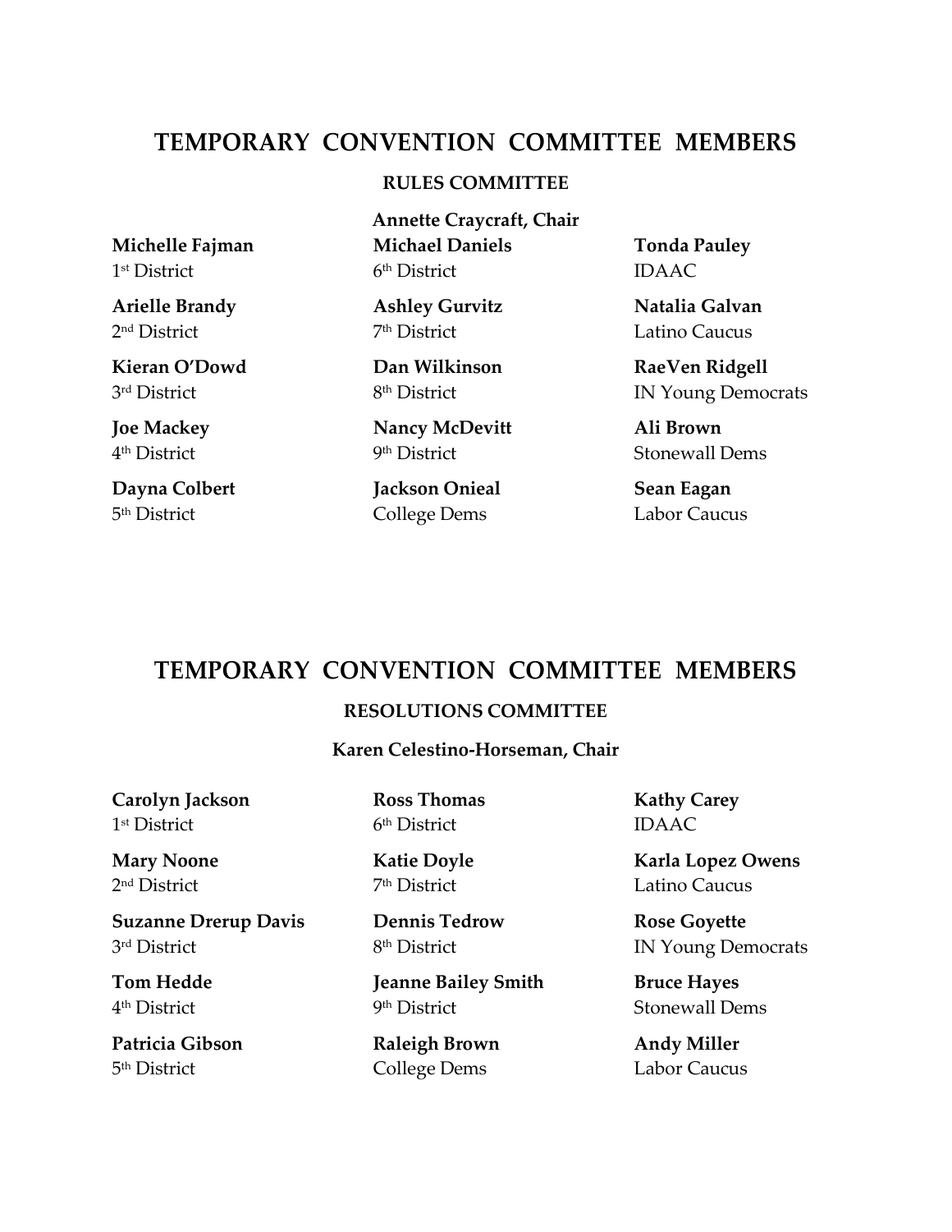## TEMPORARY CONVENTION COMMITTEE MEMBERS

### RULES COMMITTEE

**Annette Craycraft, Chair**

**Michelle Fajman**
1st District

**Arielle Brandy**
2nd District

**Kieran O'Dowd**
3rd District

**Joe Mackey**
4th District

**Dayna Colbert**
5th District

**Michael Daniels**
6th District

**Ashley Gurvitz**
7th District

**Dan Wilkinson**
8th District

**Nancy McDevitt**
9th District

**Jackson Onieal**
College Dems

**Tonda Pauley**
IDAAC

**Natalia Galvan**
Latino Caucus

**RaeVen Ridgell**
IN Young Democrats

**Ali Brown**
Stonewall Dems

**Sean Eagan**
Labor Caucus

## TEMPORARY CONVENTION COMMITTEE MEMBERS

### RESOLUTIONS COMMITTEE

**Karen Celestino-Horseman, Chair**

**Carolyn Jackson**
1st District

**Mary Noone**
2nd District

**Suzanne Drerup Davis**
3rd District

**Tom Hedde**
4th District

**Patricia Gibson**
5th District

**Ross Thomas**
6th District

**Katie Doyle**
7th District

**Dennis Tedrow**
8th District

**Jeanne Bailey Smith**
9th District

**Raleigh Brown**
College Dems

**Kathy Carey**
IDAAC

**Karla Lopez Owens**
Latino Caucus

**Rose Goyette**
IN Young Democrats

**Bruce Hayes**
Stonewall Dems

**Andy Miller**
Labor Caucus